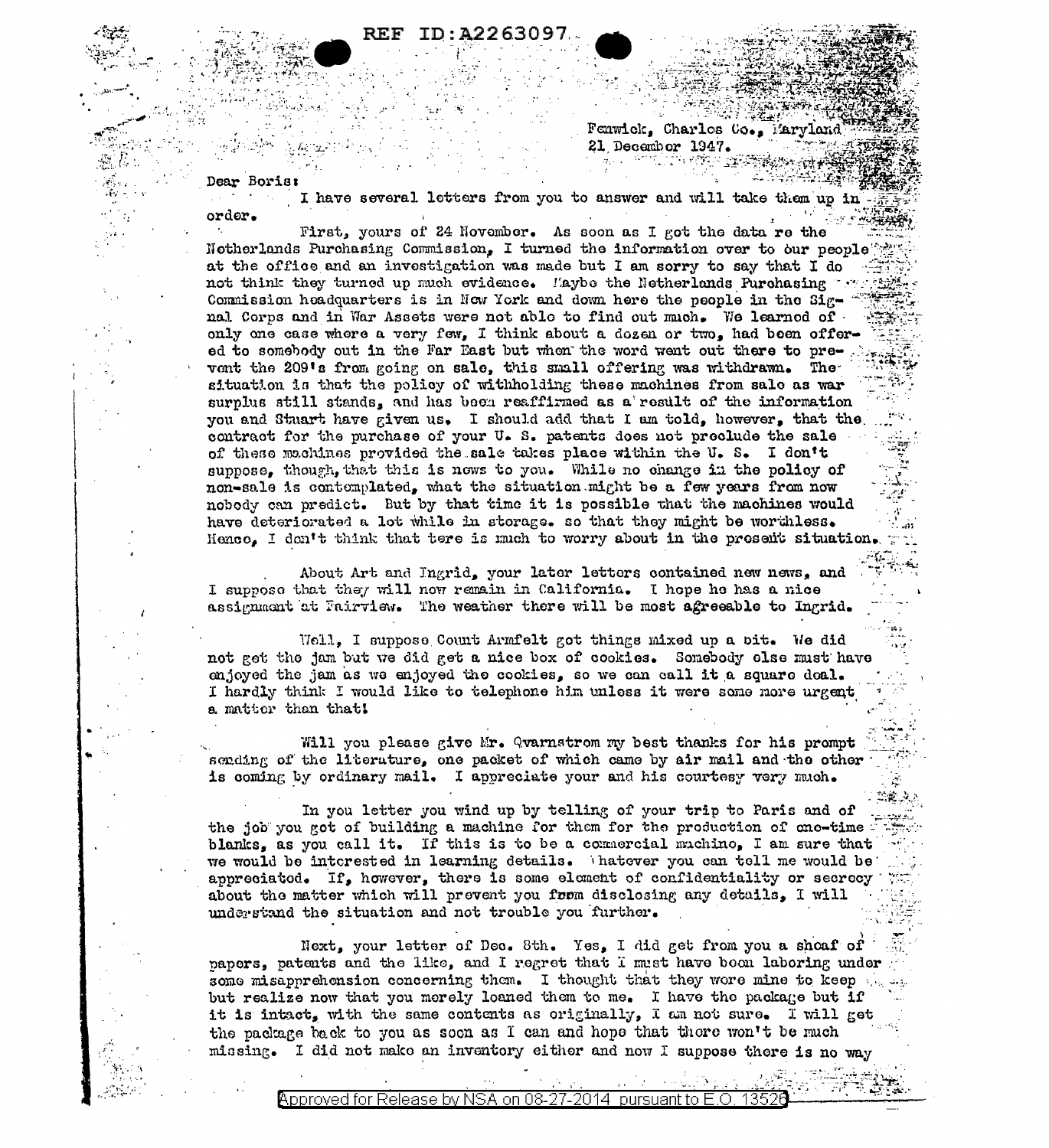Fenwick, Charles Co., Maryland
21 December 1947.

Dear Boris:

I have several letters from you to answer and will take them up in order.

First, yours of 24 November. As soon as I got the data re the Netherlands Purchasing Commission, I turned the information over to our people at the office and an investigation was made but I am sorry to say that I do not think they turned up much evidence. Maybe the Netherlands Purchasing Commission headquarters is in New York and down here the people in the Signal Corps and in War Assets were not able to find out much. We learned of only one case where a very few, I think about a dozen or two, had been offered to somebody out in the Far East but when the word went out there to prevent the 209's from going on sale, this small offering was withdrawn. The situation is that the policy of withholding these machines from sale as war surplus still stands, and has been reaffirmed as a result of the information you and Stuart have given us. I should add that I am told, however, that the contract for the purchase of your U. S. patents does not preclude the sale of these machines provided the sale takes place within the U. S. I don't suppose, though, that this is news to you. While no change in the policy of non-sale is contemplated, what the situation might be a few years from now nobody can predict. But by that time it is possible that the machines would have deteriorated a lot while in storage. so that they might be worthless. Hence, I don't think that tere is much to worry about in the present situation.

About Art and Ingrid, your later letters contained new news, and I suppose that they will now remain in California. I hope he has a nice assignment at Fairview. The weather there will be most agreeable to Ingrid.

Well, I suppose Count Armfelt got things mixed up a bit. We did not get the jam but we did get a nice box of cookies. Somebody else must have enjoyed the jam as we enjoyed the cookies, so we can call it a square deal. I hardly think I would like to telephone him unless it were some more urgent a matter than that!

Will you please give Mr. Qvarnstrom my best thanks for his prompt sending of the literature, one packet of which came by air mail and the other is coming by ordinary mail. I appreciate your and his courtesy very much.

In you letter you wind up by telling of your trip to Paris and of the job you got of building a machine for them for the production of one-time blanks, as you call it. If this is to be a commercial machine, I am sure that we would be interested in learning details. Whatever you can tell me would be appreciated. If, however, there is some element of confidentiality or secrecy about the matter which will prevent you from disclosing any details, I will understand the situation and not trouble you further.

Next, your letter of Dec. 8th. Yes, I did get from you a sheaf of papers, patents and the like, and I regret that I must have been laboring under some misapprehension concerning them. I thought that they were mine to keep but realize now that you merely loaned them to me. I have the package but if it is intact, with the same contents as originally, I am not sure. I will get the package back to you as soon as I can and hope that there won't be much missing. I did not make an inventory either and now I suppose there is no way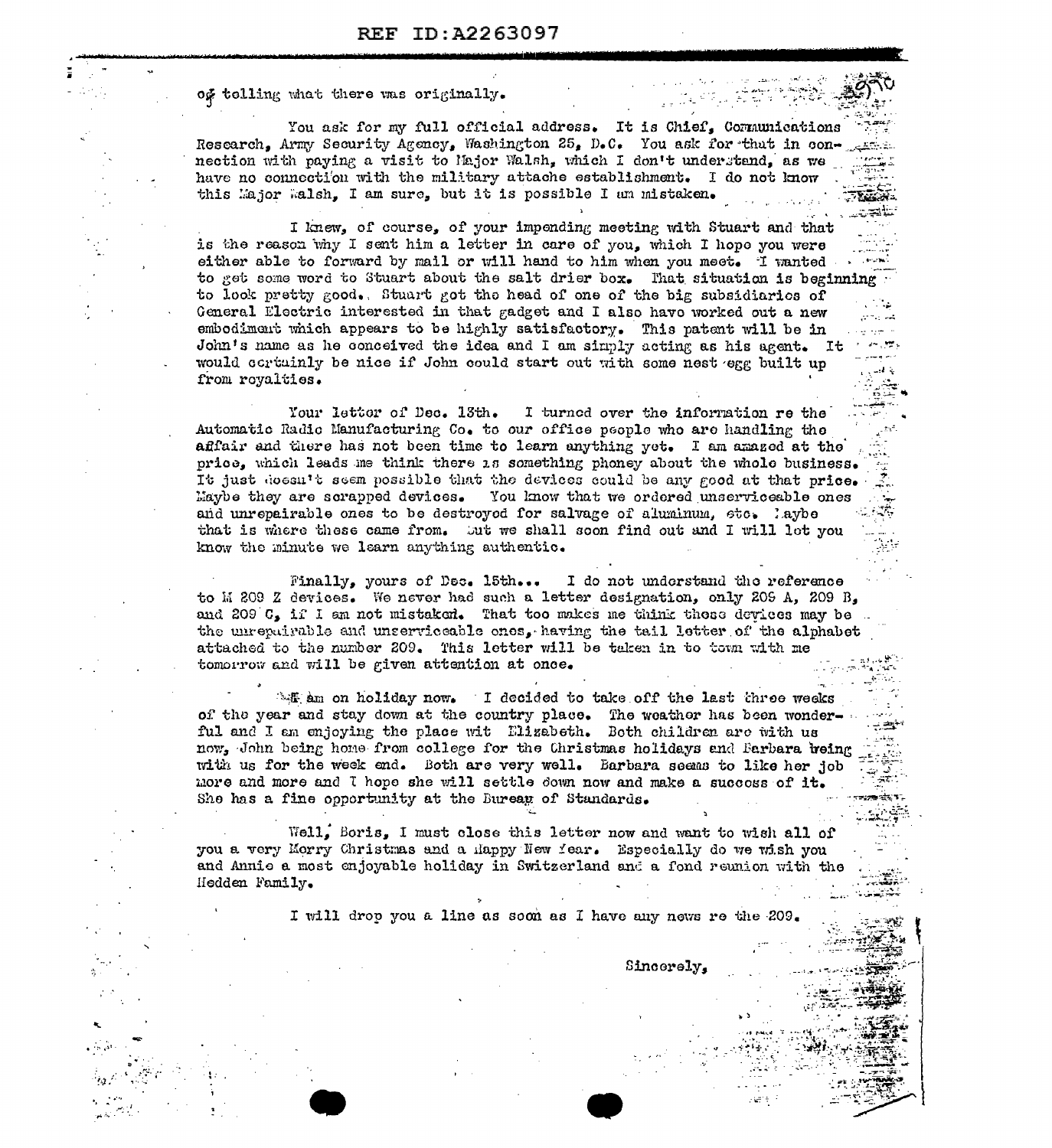of telling what there was originally.

You ask for my full official address. It is Chief, Communications Research, Army Security Agency, Washington 25, D.C. You ask for that in connection with paying a visit to Major Walsh, which I don't understand, as we have no connection with the military attache establishment. I do not know this Major Walsh, I am sure, but it is possible I am mistaken.

I knew, of course, of your impending meeting with Stuart and that is the reason why I sent him a letter in care of you, which I hope you were either able to forward by mail or will hand to him when you meet. I wanted to get some word to Stuart about the salt drier box. That situation is beginning to look pretty good. Stuart got the head of one of the big subsidiaries of General Electric interested in that gadget and I also have worked out a new embodiment which appears to be highly satisfactory. This patent will be in John's name as he conceived the idea and I am simply acting as his agent. It would certainly be nice if John could start out with some nest egg built up from royalties.

Your letter of Dec. 13th. I turned over the information re the Automatic Radio Manufacturing Co. to our office people who are handling the affair and there has not been time to learn anything yet. I am amazed at the price, which leads me think there is something phoney about the whole business. It just doesn't seem possible that the devices could be any good at that price. Maybe they are scrapped devices. You know that we ordered unserviceable ones and unrepairable ones to be destroyed for salvage of aluminum, etc. Maybe that is where these came from. But we shall soon find out and I will let you know the minute we learn anything authentic.

Finally, yours of Dec. 15th... I do not understand the reference to M 209 Z devices. We never had such a letter designation, only 209 A, 209 B, and 209 C, if I am not mistaken. That too makes me think these devices may be the unrepairable and unserviceable ones, having the tail letter of the alphabet attached to the number 209. This letter will be taken in to town with me tomorrow and will be given attention at once.

I am on holiday now. I decided to take off the last three weeks of the year and stay down at the country place. The weather has been wonderful and I am enjoying the place wit Elizabeth. Both children are with us now, John being home from college for the Christmas holidays and Barbara being with us for the week end. Both are very well. Barbara seems to like her job more and more and I hope she will settle down now and make a success of it. She has a fine opportunity at the Bureau of Standards.

Well, Boris, I must close this letter now and want to wish all of you a very Merry Christmas and a Happy New Year. Especially do we wish you and Annie a most enjoyable holiday in Switzerland and a fond reunion with the Hedden Family.

I will drop you a line as soon as I have any news re the 209.

Sincerely,